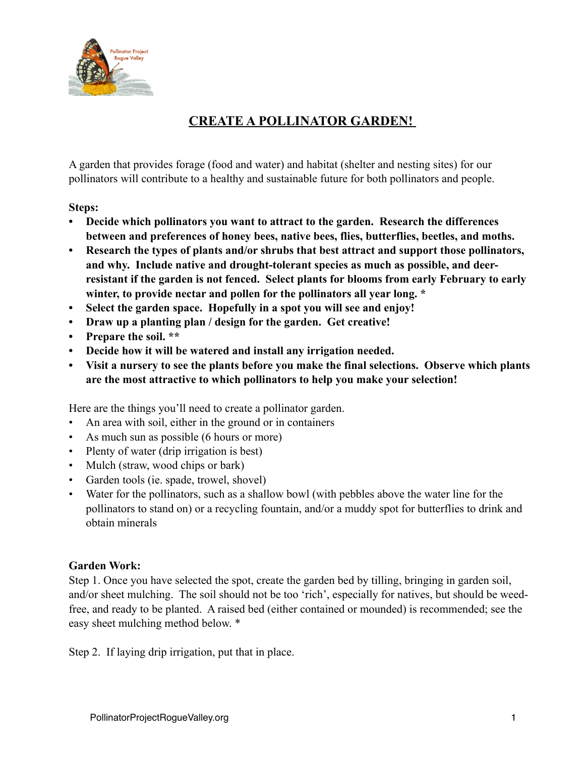# CREATE A POLLINATOR GARDEN!

A garden that provides forage (food and water) and habitat (shelter and nesting sites) for our pollinators will contribute to a healthy and sustainable future for both pollinators and people.

**Steps:**

- **Decide which pollinators you want to attract to the garden. Research the differences between and preferences of honey bees, native bees, flies, butterflies, beetles, and moths.**
- **Research the types of plants and/or shrubs that best attract and support those pollinators, and why. Include native and drought-tolerant species as much as possible, and deer-resistant if the garden is not fenced. Select plants for blooms from early February to early winter, to provide nectar and pollen for the pollinators all year long. ***
- **Select the garden space. Hopefully in a spot you will see and enjoy!**
- **Draw up a planting plan / design for the garden. Get creative!**
- **Prepare the soil. ****
- **Decide how it will be watered and install any irrigation needed.**
- **Visit a nursery to see the plants before you make the final selections. Observe which plants are the most attractive to which pollinators to help you make your selection!**

Here are the things you'll need to create a pollinator garden.

- An area with soil, either in the ground or in containers
- As much sun as possible (6 hours or more)
- Plenty of water (drip irrigation is best)
- Mulch (straw, wood chips or bark)
- Garden tools (ie. spade, trowel, shovel)
- Water for the pollinators, such as a shallow bowl (with pebbles above the water line for the pollinators to stand on) or a recycling fountain, and/or a muddy spot for butterflies to drink and obtain minerals

**Garden Work:**

Step 1. Once you have selected the spot, create the garden bed by tilling, bringing in garden soil, and/or sheet mulching. The soil should not be too 'rich', especially for natives, but should be weed-free, and ready to be planted. A raised bed (either contained or mounded) is recommended; see the easy sheet mulching method below. *

Step 2. If laying drip irrigation, put that in place.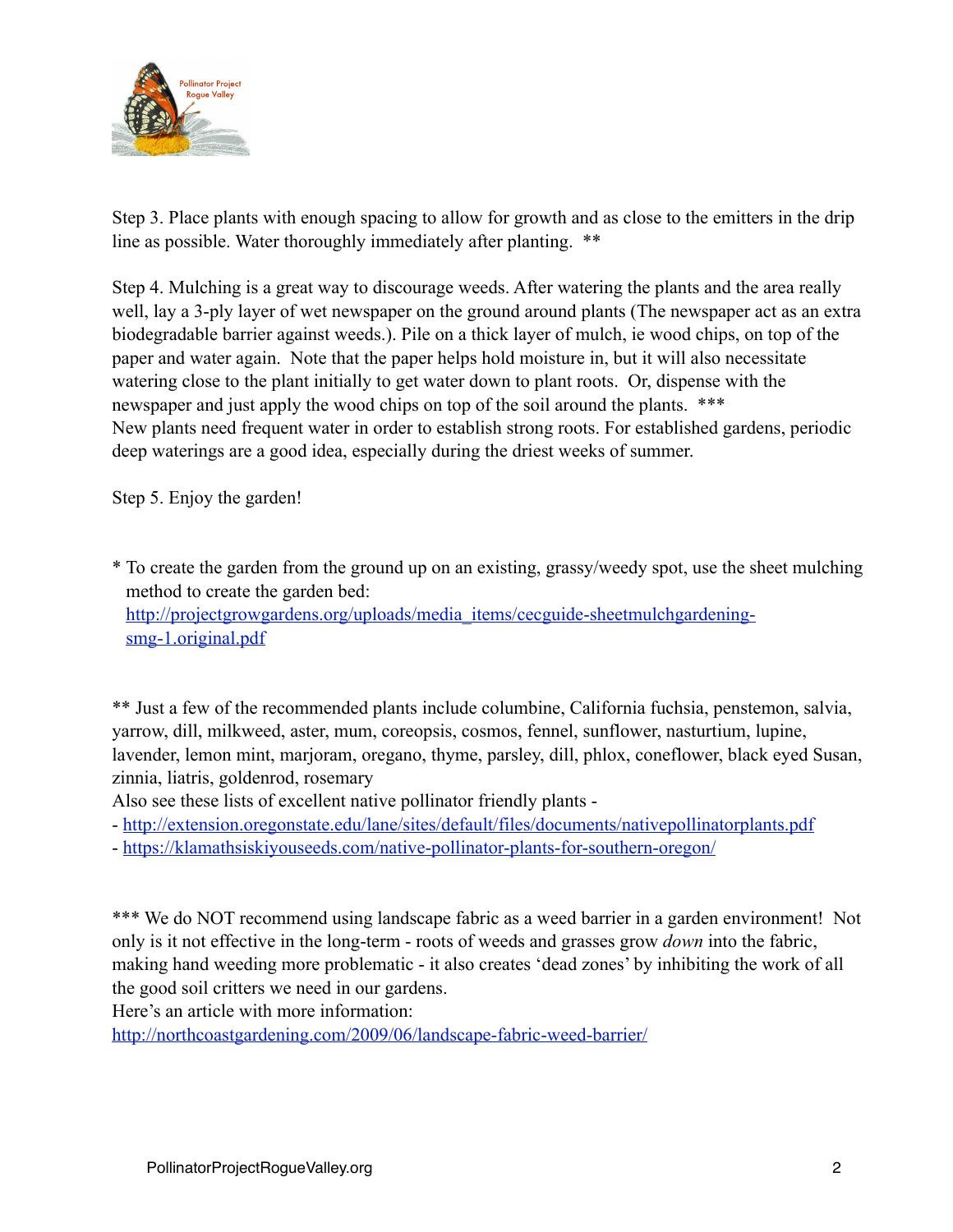Step 3. Place plants with enough spacing to allow for growth and as close to the emitters in the drip line as possible. Water thoroughly immediately after planting. **

Step 4. Mulching is a great way to discourage weeds. After watering the plants and the area really well, lay a 3-ply layer of wet newspaper on the ground around plants (The newspaper act as an extra biodegradable barrier against weeds.). Pile on a thick layer of mulch, ie wood chips, on top of the paper and water again. Note that the paper helps hold moisture in, but it will also necessitate watering close to the plant initially to get water down to plant roots. Or, dispense with the newspaper and just apply the wood chips on top of the soil around the plants. ***
New plants need frequent water in order to establish strong roots. For established gardens, periodic deep waterings are a good idea, especially during the driest weeks of summer.

Step 5. Enjoy the garden!

* To create the garden from the ground up on an existing, grassy/weedy spot, use the sheet mulching method to create the garden bed:
[http://projectgrowgardens.org/uploads/media_items/cecguide-sheetmulchgardening-smg-1.original.pdf](http://projectgrowgardens.org/uploads/media_items/cecguide-sheetmulchgardening-smg-1.original.pdf)

** Just a few of the recommended plants include columbine, California fuchsia, penstemon, salvia, yarrow, dill, milkweed, aster, mum, coreopsis, cosmos, fennel, sunflower, nasturtium, lupine, lavender, lemon mint, marjoram, oregano, thyme, parsley, dill, phlox, coneflower, black eyed Susan, zinnia, liatris, goldenrod, rosemary
Also see these lists of excellent native pollinator friendly plants -
- [http://extension.oregonstate.edu/lane/sites/default/files/documents/nativepollinatorplants.pdf](http://extension.oregonstate.edu/lane/sites/default/files/documents/nativepollinatorplants.pdf)
- [https://klamathsiskiyouseeds.com/native-pollinator-plants-for-southern-oregon/](https://klamathsiskiyouseeds.com/native-pollinator-plants-for-southern-oregon/)

*** We do NOT recommend using landscape fabric as a weed barrier in a garden environment! Not only is it not effective in the long-term - roots of weeds and grasses grow *down* into the fabric, making hand weeding more problematic - it also creates 'dead zones' by inhibiting the work of all the good soil critters we need in our gardens.
Here's an article with more information:
[http://northcoastgardening.com/2009/06/landscape-fabric-weed-barrier/](http://northcoastgardening.com/2009/06/landscape-fabric-weed-barrier/)